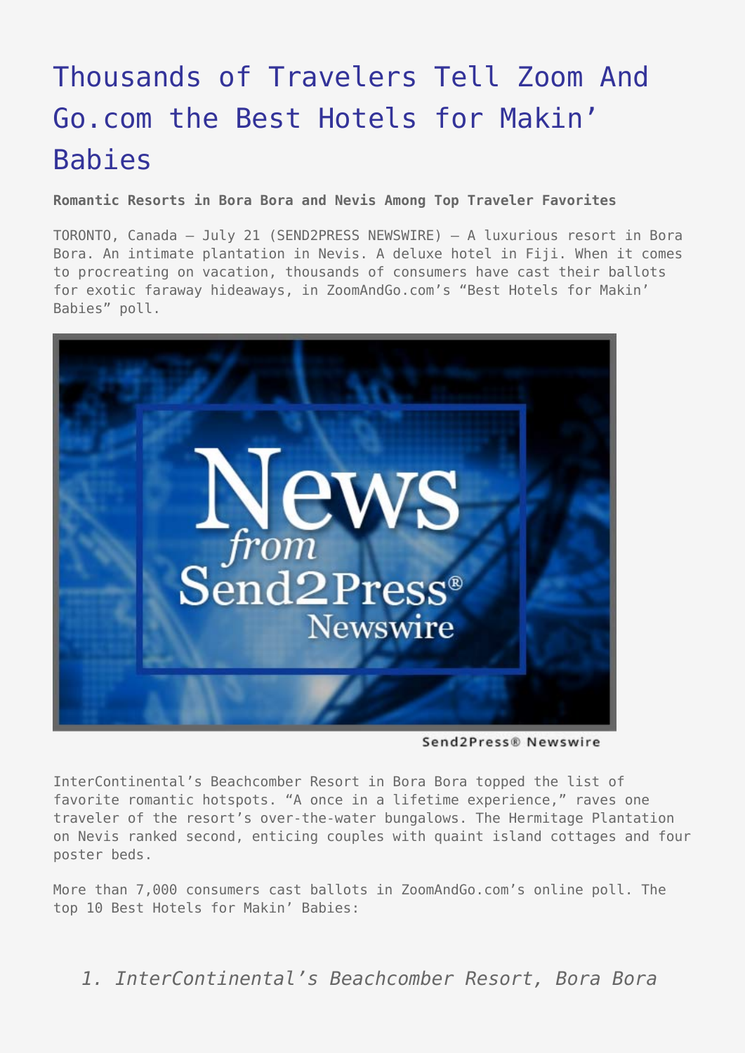# Thousands of Travelers Tell Zoom And Go.com the Best Hotels for Makin' Babies

**Romantic Resorts in Bora Bora and Nevis Among Top Traveler Favorites**

TORONTO, Canada – July 21 (SEND2PRESS NEWSWIRE) — A luxurious resort in Bora Bora. An intimate plantation in Nevis. A deluxe hotel in Fiji. When it comes to procreating on vacation, thousands of consumers have cast their ballots for exotic faraway hideaways, in ZoomAndGo.com's "Best Hotels for Makin' Babies" poll.

Send2Press® Newswire

InterContinental's Beachcomber Resort in Bora Bora topped the list of favorite romantic hotspots. "A once in a lifetime experience," raves one traveler of the resort's over-the-water bungalows. The Hermitage Plantation on Nevis ranked second, enticing couples with quaint island cottages and four poster beds.

More than 7,000 consumers cast ballots in ZoomAndGo.com's online poll. The top 10 Best Hotels for Makin' Babies:

1. *InterContinental's Beachcomber Resort, Bora Bora*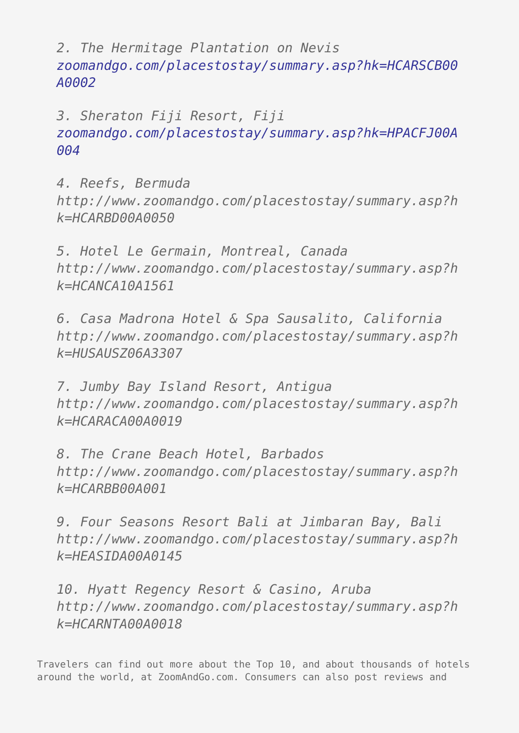*2. The Hermitage Plantation on Nevis*
*zoomandgo.com/placestostay/summary.asp?hk=HCARSCB00A0002*

*3. Sheraton Fiji Resort, Fiji*
*zoomandgo.com/placestostay/summary.asp?hk=HPACFJ00A004*

*4. Reefs, Bermuda*
*http://www.zoomandgo.com/placestostay/summary.asp?hk=HCARBD00A0050*

*5. Hotel Le Germain, Montreal, Canada*
*http://www.zoomandgo.com/placestostay/summary.asp?hk=HCANCA10A1561*

*6. Casa Madrona Hotel & Spa Sausalito, California*
*http://www.zoomandgo.com/placestostay/summary.asp?hk=HUSAUSZ06A3307*

*7. Jumby Bay Island Resort, Antigua*
*http://www.zoomandgo.com/placestostay/summary.asp?hk=HCARACA00A0019*

*8. The Crane Beach Hotel, Barbados*
*http://www.zoomandgo.com/placestostay/summary.asp?hk=HCARBB00A001*

*9. Four Seasons Resort Bali at Jimbaran Bay, Bali*
*http://www.zoomandgo.com/placestostay/summary.asp?hk=HEASIDA00A0145*

*10. Hyatt Regency Resort & Casino, Aruba*
*http://www.zoomandgo.com/placestostay/summary.asp?hk=HCARNTA00A0018*

Travelers can find out more about the Top 10, and about thousands of hotels around the world, at ZoomAndGo.com. Consumers can also post reviews and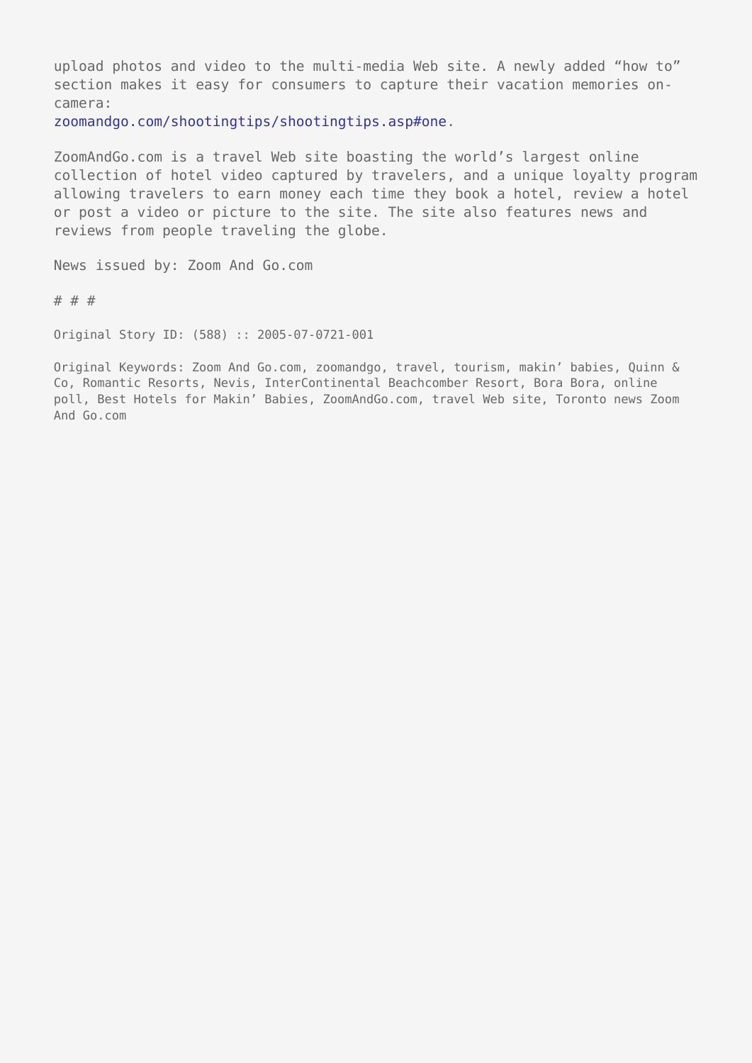upload photos and video to the multi-media Web site. A newly added “how to” section makes it easy for consumers to capture their vacation memories on-camera:
zoomandgo.com/shootingtips/shootingtips.asp#one.

ZoomAndGo.com is a travel Web site boasting the world’s largest online collection of hotel video captured by travelers, and a unique loyalty program allowing travelers to earn money each time they book a hotel, review a hotel or post a video or picture to the site. The site also features news and reviews from people traveling the globe.

News issued by: Zoom And Go.com

# # #

Original Story ID: (588) :: 2005-07-0721-001

Original Keywords: Zoom And Go.com, zoomandgo, travel, tourism, makin’ babies, Quinn & Co, Romantic Resorts, Nevis, InterContinental Beachcomber Resort, Bora Bora, online poll, Best Hotels for Makin’ Babies, ZoomAndGo.com, travel Web site, Toronto news Zoom And Go.com